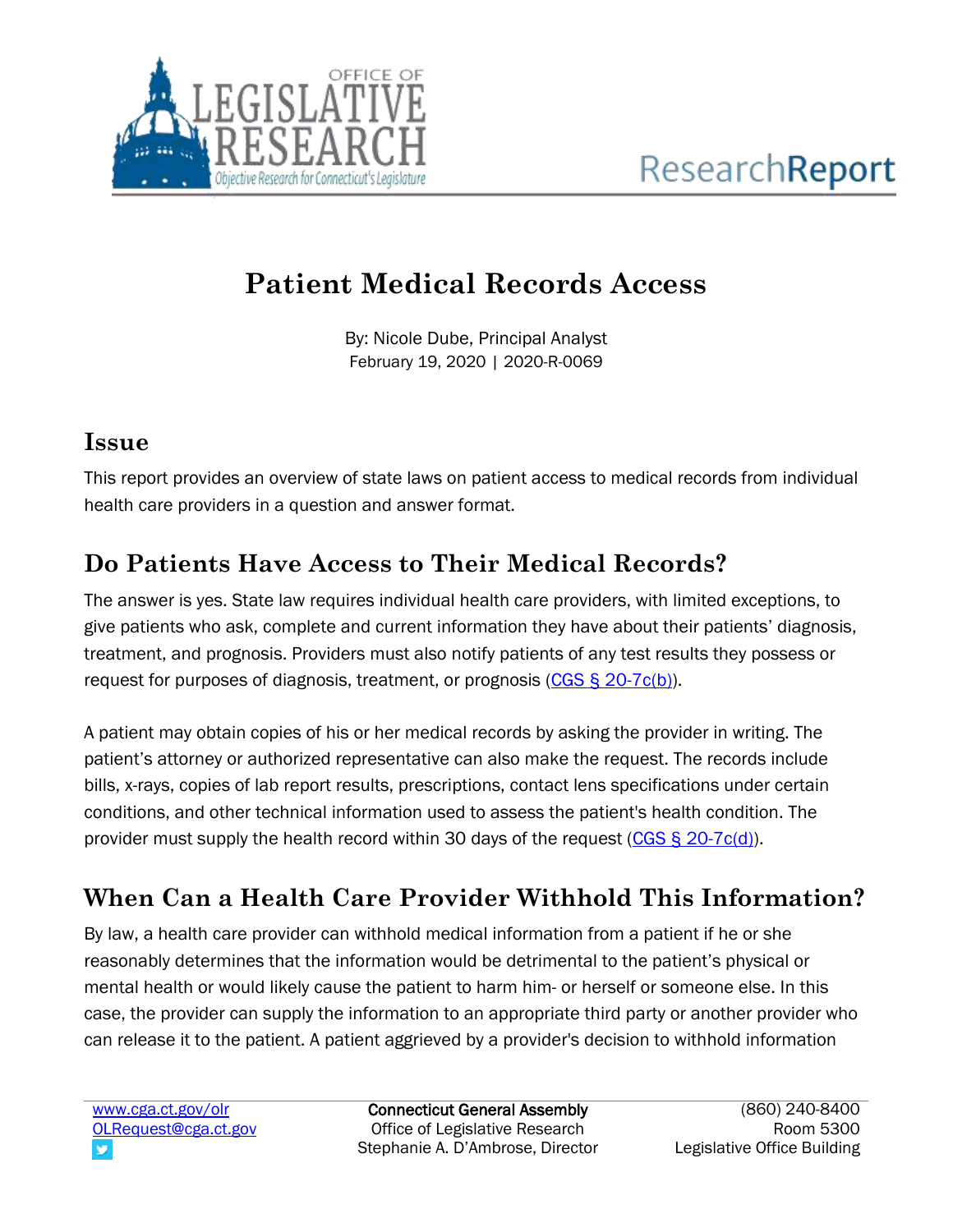# Patient Medical Records Access

By: Nicole Dube, Principal Analyst
February 19, 2020 | 2020-R-0069

## Issue

This report provides an overview of state laws on patient access to medical records from individual health care providers in a question and answer format.

## Do Patients Have Access to Their Medical Records?

The answer is yes. State law requires individual health care providers, with limited exceptions, to give patients who ask, complete and current information they have about their patients' diagnosis, treatment, and prognosis. Providers must also notify patients of any test results they possess or request for purposes of diagnosis, treatment, or prognosis (CGS § 20-7c(b)).

A patient may obtain copies of his or her medical records by asking the provider in writing. The patient's attorney or authorized representative can also make the request. The records include bills, x-rays, copies of lab report results, prescriptions, contact lens specifications under certain conditions, and other technical information used to assess the patient's health condition. The provider must supply the health record within 30 days of the request (CGS § 20-7c(d)).

## When Can a Health Care Provider Withhold This Information?

By law, a health care provider can withhold medical information from a patient if he or she reasonably determines that the information would be detrimental to the patient's physical or mental health or would likely cause the patient to harm him- or herself or someone else. In this case, the provider can supply the information to an appropriate third party or another provider who can release it to the patient. A patient aggrieved by a provider's decision to withhold information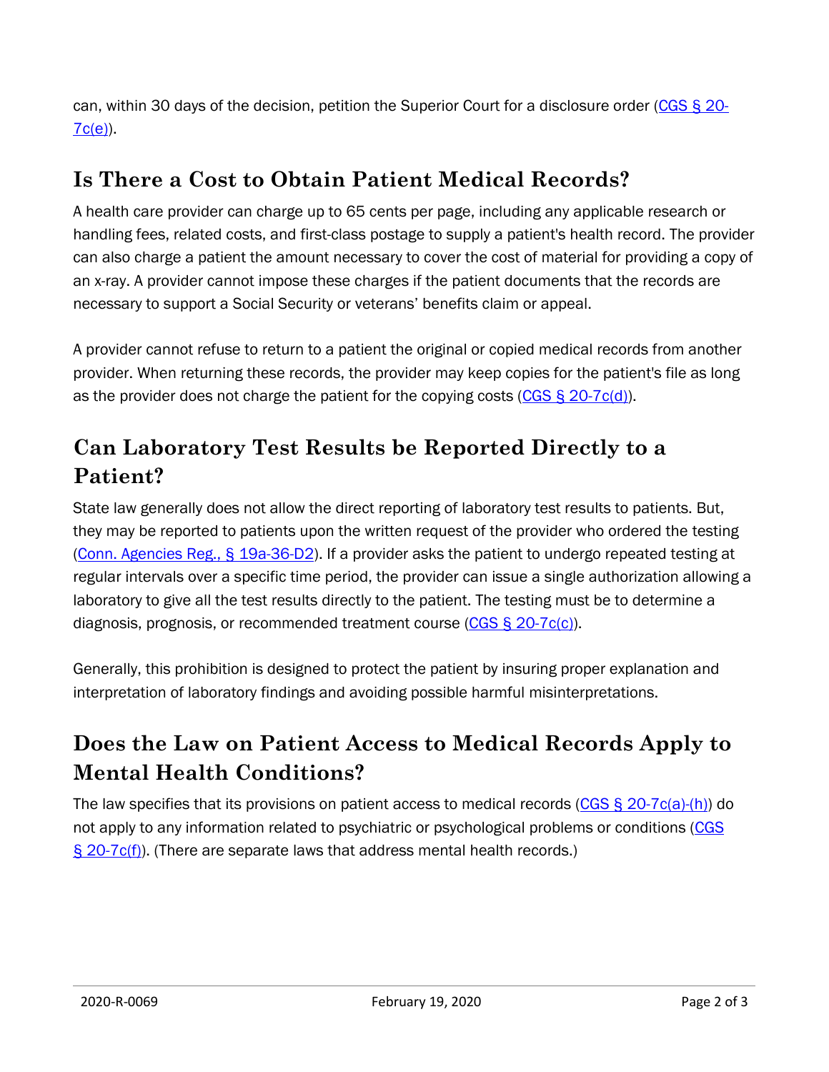can, within 30 days of the decision, petition the Superior Court for a disclosure order (CGS § 20-7c(e)).

## Is There a Cost to Obtain Patient Medical Records?

A health care provider can charge up to 65 cents per page, including any applicable research or handling fees, related costs, and first-class postage to supply a patient's health record. The provider can also charge a patient the amount necessary to cover the cost of material for providing a copy of an x-ray. A provider cannot impose these charges if the patient documents that the records are necessary to support a Social Security or veterans' benefits claim or appeal.

A provider cannot refuse to return to a patient the original or copied medical records from another provider. When returning these records, the provider may keep copies for the patient's file as long as the provider does not charge the patient for the copying costs (CGS § 20-7c(d)).

## Can Laboratory Test Results be Reported Directly to a Patient?

State law generally does not allow the direct reporting of laboratory test results to patients. But, they may be reported to patients upon the written request of the provider who ordered the testing (Conn. Agencies Reg., § 19a-36-D2). If a provider asks the patient to undergo repeated testing at regular intervals over a specific time period, the provider can issue a single authorization allowing a laboratory to give all the test results directly to the patient. The testing must be to determine a diagnosis, prognosis, or recommended treatment course (CGS § 20-7c(c)).

Generally, this prohibition is designed to protect the patient by insuring proper explanation and interpretation of laboratory findings and avoiding possible harmful misinterpretations.

## Does the Law on Patient Access to Medical Records Apply to Mental Health Conditions?

The law specifies that its provisions on patient access to medical records (CGS § 20-7c(a)-(h)) do not apply to any information related to psychiatric or psychological problems or conditions (CGS § 20-7c(f)). (There are separate laws that address mental health records.)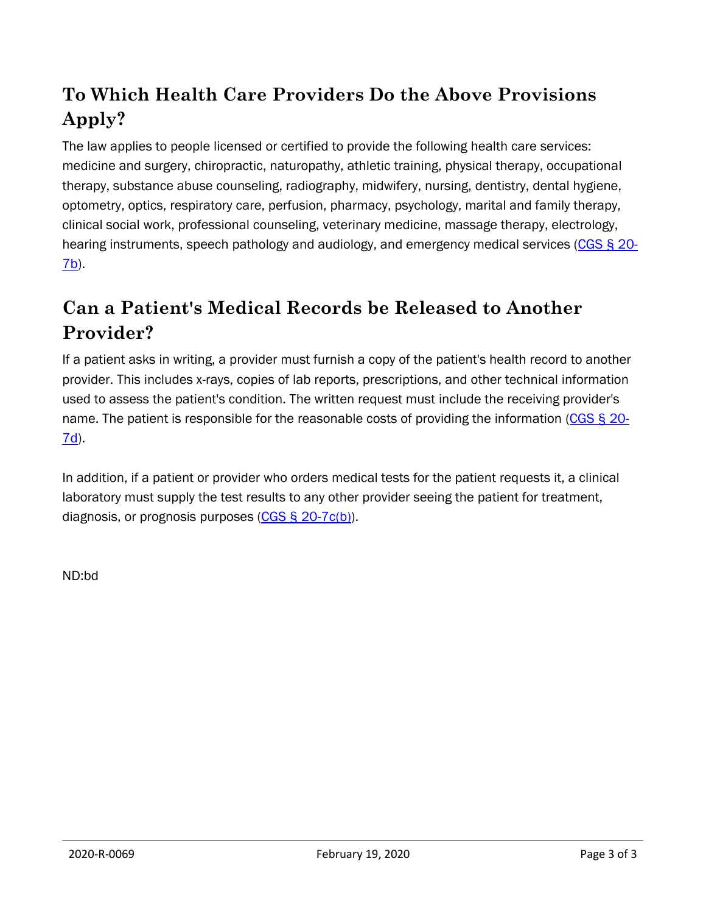## To Which Health Care Providers Do the Above Provisions Apply?

The law applies to people licensed or certified to provide the following health care services: medicine and surgery, chiropractic, naturopathy, athletic training, physical therapy, occupational therapy, substance abuse counseling, radiography, midwifery, nursing, dentistry, dental hygiene, optometry, optics, respiratory care, perfusion, pharmacy, psychology, marital and family therapy, clinical social work, professional counseling, veterinary medicine, massage therapy, electrology, hearing instruments, speech pathology and audiology, and emergency medical services (CGS § 20-7b).

## Can a Patient's Medical Records be Released to Another Provider?

If a patient asks in writing, a provider must furnish a copy of the patient's health record to another provider. This includes x-rays, copies of lab reports, prescriptions, and other technical information used to assess the patient's condition. The written request must include the receiving provider's name. The patient is responsible for the reasonable costs of providing the information (CGS § 20-7d).

In addition, if a patient or provider who orders medical tests for the patient requests it, a clinical laboratory must supply the test results to any other provider seeing the patient for treatment, diagnosis, or prognosis purposes (CGS § 20-7c(b)).

ND:bd